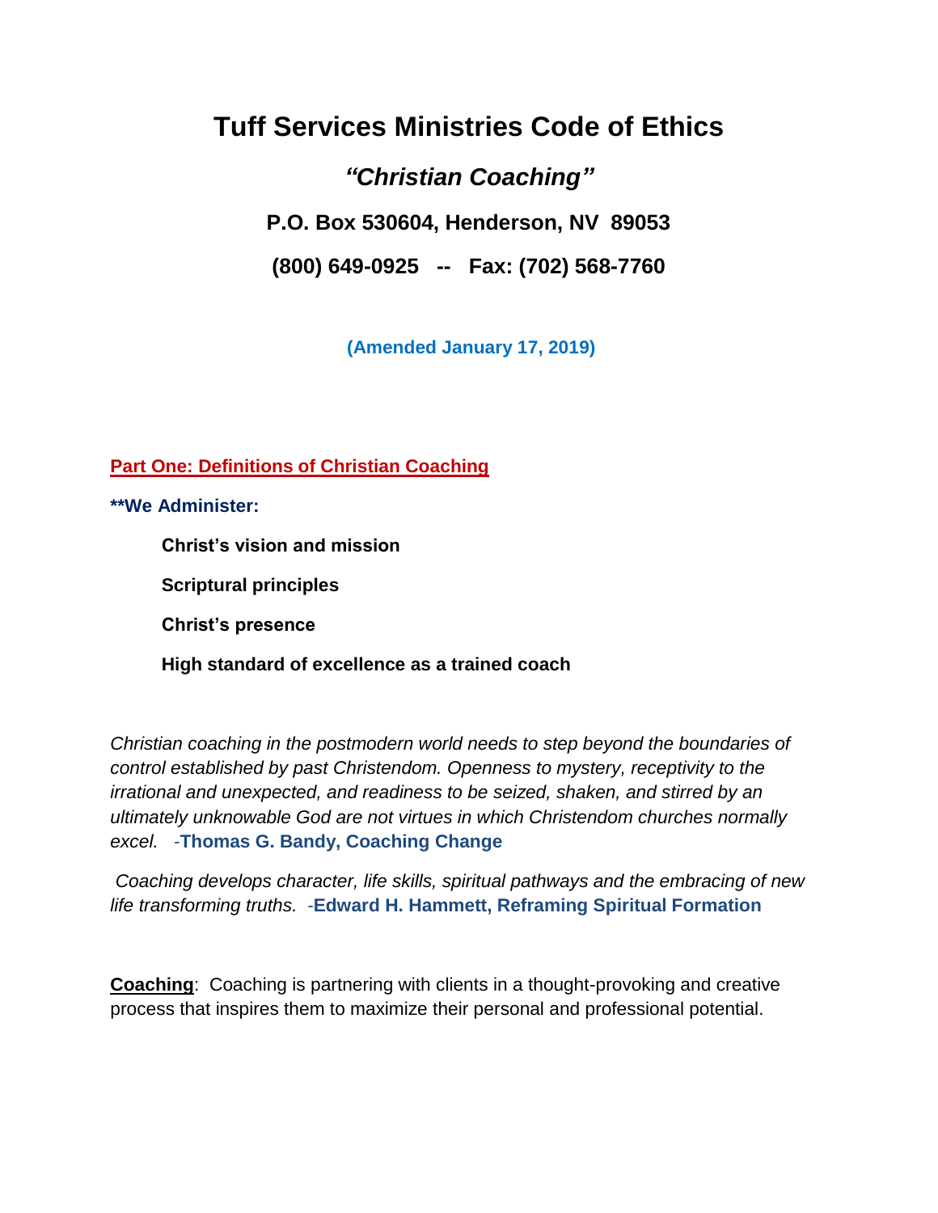# Tuff Services Ministries Code of Ethics

## *"Christian Coaching"*

**P.O. Box 530604, Henderson, NV 89053**

**(800) 649-0925 -- Fax: (702) 568-7760**

**(Amended January 17, 2019)**

## Part One: Definitions of Christian Coaching

****We Administer:**

- **Christ's vision and mission**
- **Scriptural principles**
- **Christ's presence**
- **High standard of excellence as a trained coach**

*Christian coaching in the postmodern world needs to step beyond the boundaries of control established by past Christendom. Openness to mystery, receptivity to the irrational and unexpected, and readiness to be seized, shaken, and stirred by an ultimately unknowable God are not virtues in which Christendom churches normally excel.* -**Thomas G. Bandy, Coaching Change**

*Coaching develops character, life skills, spiritual pathways and the embracing of new life transforming truths.* -**Edward H. Hammett, Reframing Spiritual Formation**

**Coaching**: Coaching is partnering with clients in a thought-provoking and creative process that inspires them to maximize their personal and professional potential.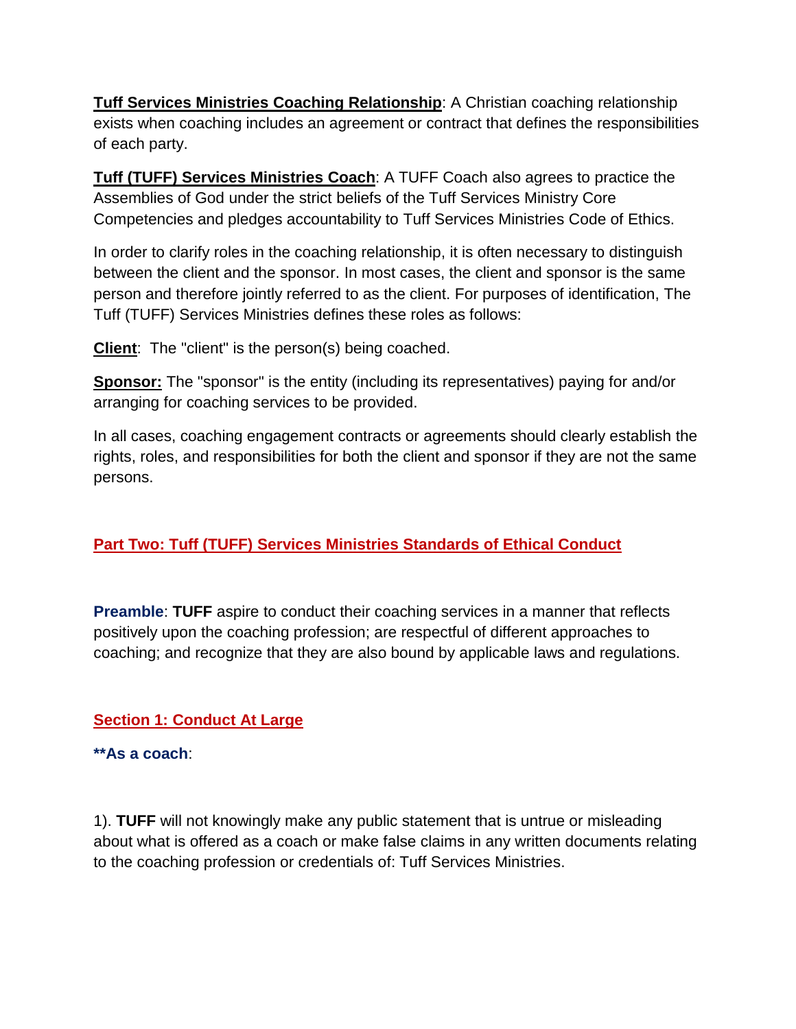**<u>Tuff Services Ministries Coaching Relationship</u>**: A Christian coaching relationship exists when coaching includes an agreement or contract that defines the responsibilities of each party.

**<u>Tuff (TUFF) Services Ministries Coach</u>**: A TUFF Coach also agrees to practice the Assemblies of God under the strict beliefs of the Tuff Services Ministry Core Competencies and pledges accountability to Tuff Services Ministries Code of Ethics.

In order to clarify roles in the coaching relationship, it is often necessary to distinguish between the client and the sponsor. In most cases, the client and sponsor is the same person and therefore jointly referred to as the client. For purposes of identification, The Tuff (TUFF) Services Ministries defines these roles as follows:

**<u>Client</u>**: The "client" is the person(s) being coached.

**<u>Sponsor:</u>** The "sponsor" is the entity (including its representatives) paying for and/or arranging for coaching services to be provided.

In all cases, coaching engagement contracts or agreements should clearly establish the rights, roles, and responsibilities for both the client and sponsor if they are not the same persons.

## <u>Part Two: Tuff (TUFF) Services Ministries Standards of Ethical Conduct</u>

**Preamble**: **TUFF** aspire to conduct their coaching services in a manner that reflects positively upon the coaching profession; are respectful of different approaches to coaching; and recognize that they are also bound by applicable laws and regulations.

### <u>Section 1: Conduct At Large</u>

**\*\*As a coach**:

1). **TUFF** will not knowingly make any public statement that is untrue or misleading about what is offered as a coach or make false claims in any written documents relating to the coaching profession or credentials of: Tuff Services Ministries.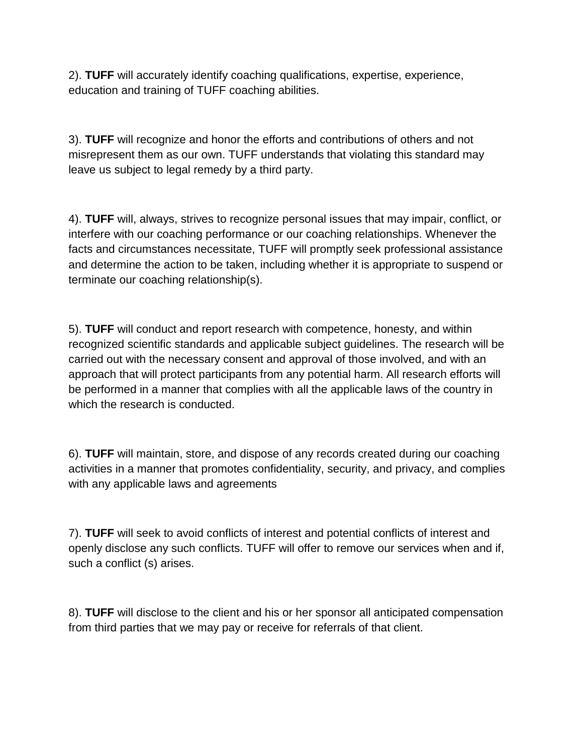2). **TUFF** will accurately identify coaching qualifications, expertise, experience, education and training of TUFF coaching abilities.

3). **TUFF** will recognize and honor the efforts and contributions of others and not misrepresent them as our own. TUFF understands that violating this standard may leave us subject to legal remedy by a third party.

4). **TUFF** will, always, strives to recognize personal issues that may impair, conflict, or interfere with our coaching performance or our coaching relationships. Whenever the facts and circumstances necessitate, TUFF will promptly seek professional assistance and determine the action to be taken, including whether it is appropriate to suspend or terminate our coaching relationship(s).

5). **TUFF** will conduct and report research with competence, honesty, and within recognized scientific standards and applicable subject guidelines. The research will be carried out with the necessary consent and approval of those involved, and with an approach that will protect participants from any potential harm. All research efforts will be performed in a manner that complies with all the applicable laws of the country in which the research is conducted.

6). **TUFF** will maintain, store, and dispose of any records created during our coaching activities in a manner that promotes confidentiality, security, and privacy, and complies with any applicable laws and agreements

7). **TUFF** will seek to avoid conflicts of interest and potential conflicts of interest and openly disclose any such conflicts. TUFF will offer to remove our services when and if, such a conflict (s) arises.

8). **TUFF** will disclose to the client and his or her sponsor all anticipated compensation from third parties that we may pay or receive for referrals of that client.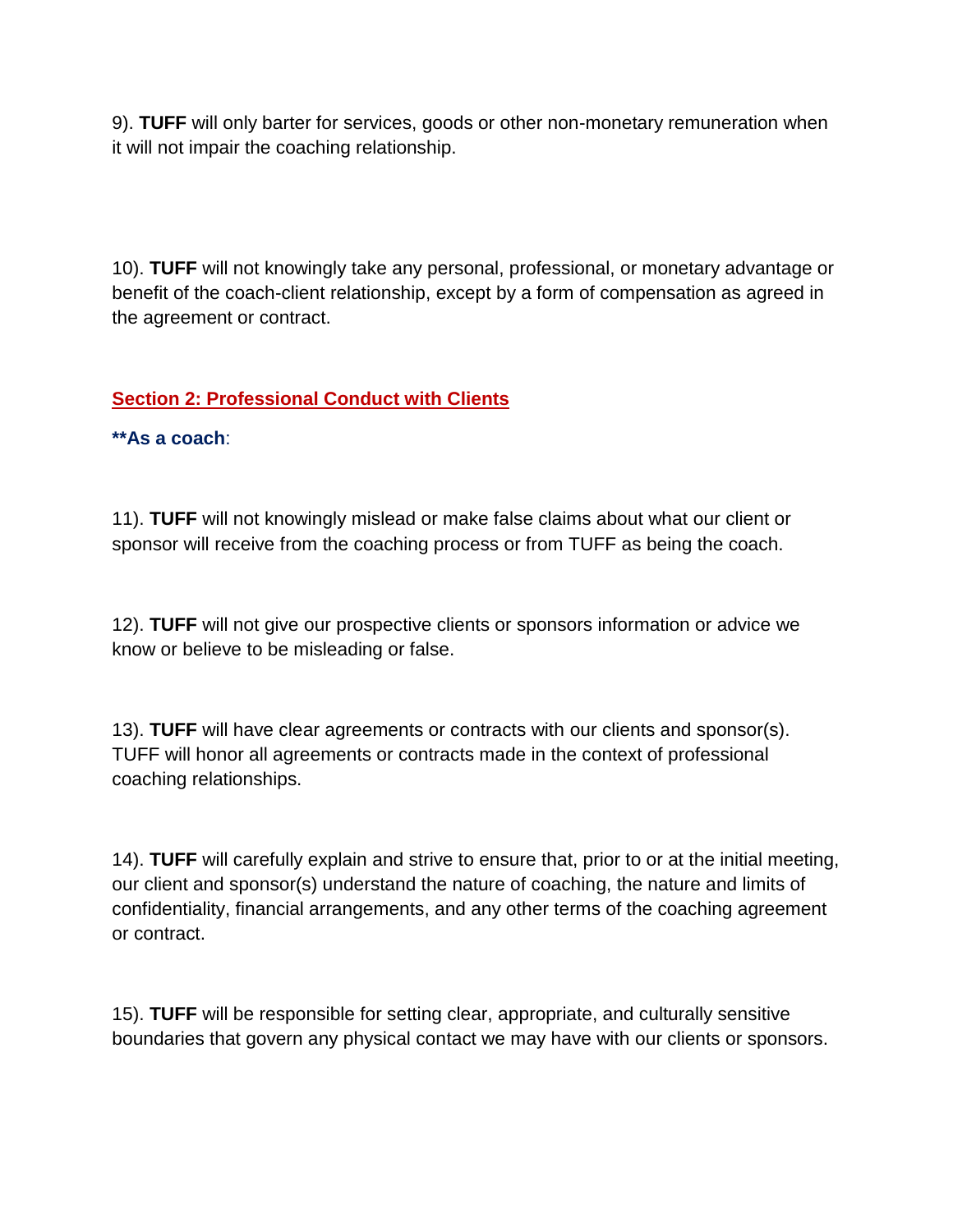9). **TUFF** will only barter for services, goods or other non-monetary remuneration when it will not impair the coaching relationship.

10). **TUFF** will not knowingly take any personal, professional, or monetary advantage or benefit of the coach-client relationship, except by a form of compensation as agreed in the agreement or contract.

## Section 2: Professional Conduct with Clients

****As a coach**:

11). **TUFF** will not knowingly mislead or make false claims about what our client or sponsor will receive from the coaching process or from TUFF as being the coach.

12). **TUFF** will not give our prospective clients or sponsors information or advice we know or believe to be misleading or false.

13). **TUFF** will have clear agreements or contracts with our clients and sponsor(s). TUFF will honor all agreements or contracts made in the context of professional coaching relationships.

14). **TUFF** will carefully explain and strive to ensure that, prior to or at the initial meeting, our client and sponsor(s) understand the nature of coaching, the nature and limits of confidentiality, financial arrangements, and any other terms of the coaching agreement or contract.

15). **TUFF** will be responsible for setting clear, appropriate, and culturally sensitive boundaries that govern any physical contact we may have with our clients or sponsors.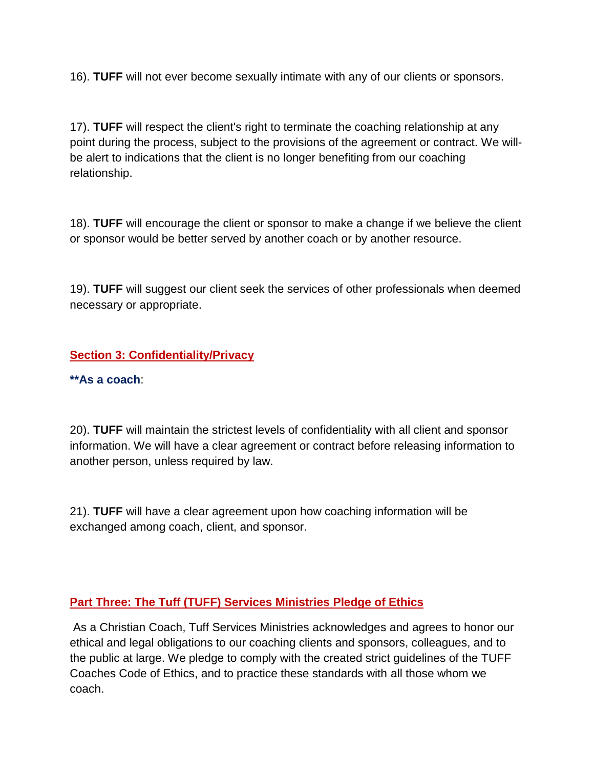16). **TUFF** will not ever become sexually intimate with any of our clients or sponsors.

17). **TUFF** will respect the client's right to terminate the coaching relationship at any point during the process, subject to the provisions of the agreement or contract. We will-be alert to indications that the client is no longer benefiting from our coaching relationship.

18). **TUFF** will encourage the client or sponsor to make a change if we believe the client or sponsor would be better served by another coach or by another resource.

19). **TUFF** will suggest our client seek the services of other professionals when deemed necessary or appropriate.

## Section 3: Confidentiality/Privacy

****As a coach**:

20). **TUFF** will maintain the strictest levels of confidentiality with all client and sponsor information. We will have a clear agreement or contract before releasing information to another person, unless required by law.

21). **TUFF** will have a clear agreement upon how coaching information will be exchanged among coach, client, and sponsor.

## Part Three: The Tuff (TUFF) Services Ministries Pledge of Ethics

As a Christian Coach, Tuff Services Ministries acknowledges and agrees to honor our ethical and legal obligations to our coaching clients and sponsors, colleagues, and to the public at large. We pledge to comply with the created strict guidelines of the TUFF Coaches Code of Ethics, and to practice these standards with all those whom we coach.